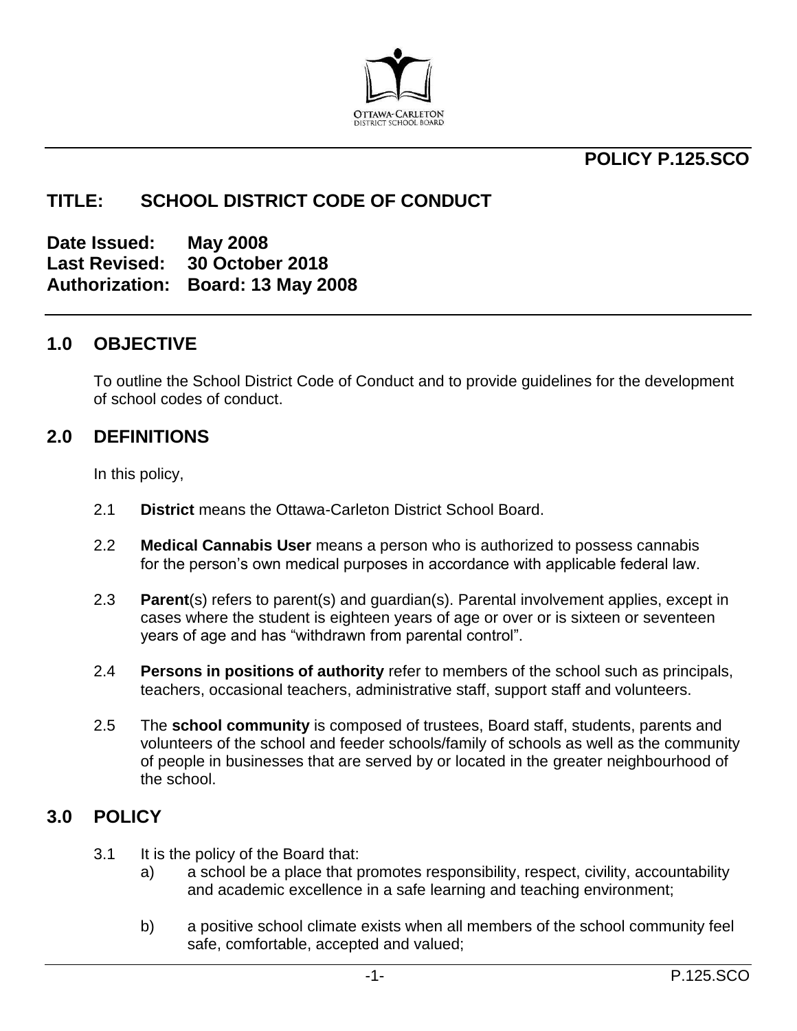# POLICY P.125.SCO

## TITLE: SCHOOL DISTRICT CODE OF CONDUCT

**Date Issued:** May 2008
**Last Revised:** 30 October 2018
**Authorization:** Board: 13 May 2008

## 1.0 OBJECTIVE

To outline the School District Code of Conduct and to provide guidelines for the development of school codes of conduct.

## 2.0 DEFINITIONS

In this policy,

2.1 **District** means the Ottawa-Carleton District School Board.

2.2 **Medical Cannabis User** means a person who is authorized to possess cannabis for the person's own medical purposes in accordance with applicable federal law.

2.3 **Parent**(s) refers to parent(s) and guardian(s). Parental involvement applies, except in cases where the student is eighteen years of age or over or is sixteen or seventeen years of age and has "withdrawn from parental control".

2.4 **Persons in positions of authority** refer to members of the school such as principals, teachers, occasional teachers, administrative staff, support staff and volunteers.

2.5 The **school community** is composed of trustees, Board staff, students, parents and volunteers of the school and feeder schools/family of schools as well as the community of people in businesses that are served by or located in the greater neighbourhood of the school.

## 3.0 POLICY

3.1 It is the policy of the Board that:

a) a school be a place that promotes responsibility, respect, civility, accountability and academic excellence in a safe learning and teaching environment;

b) a positive school climate exists when all members of the school community feel safe, comfortable, accepted and valued;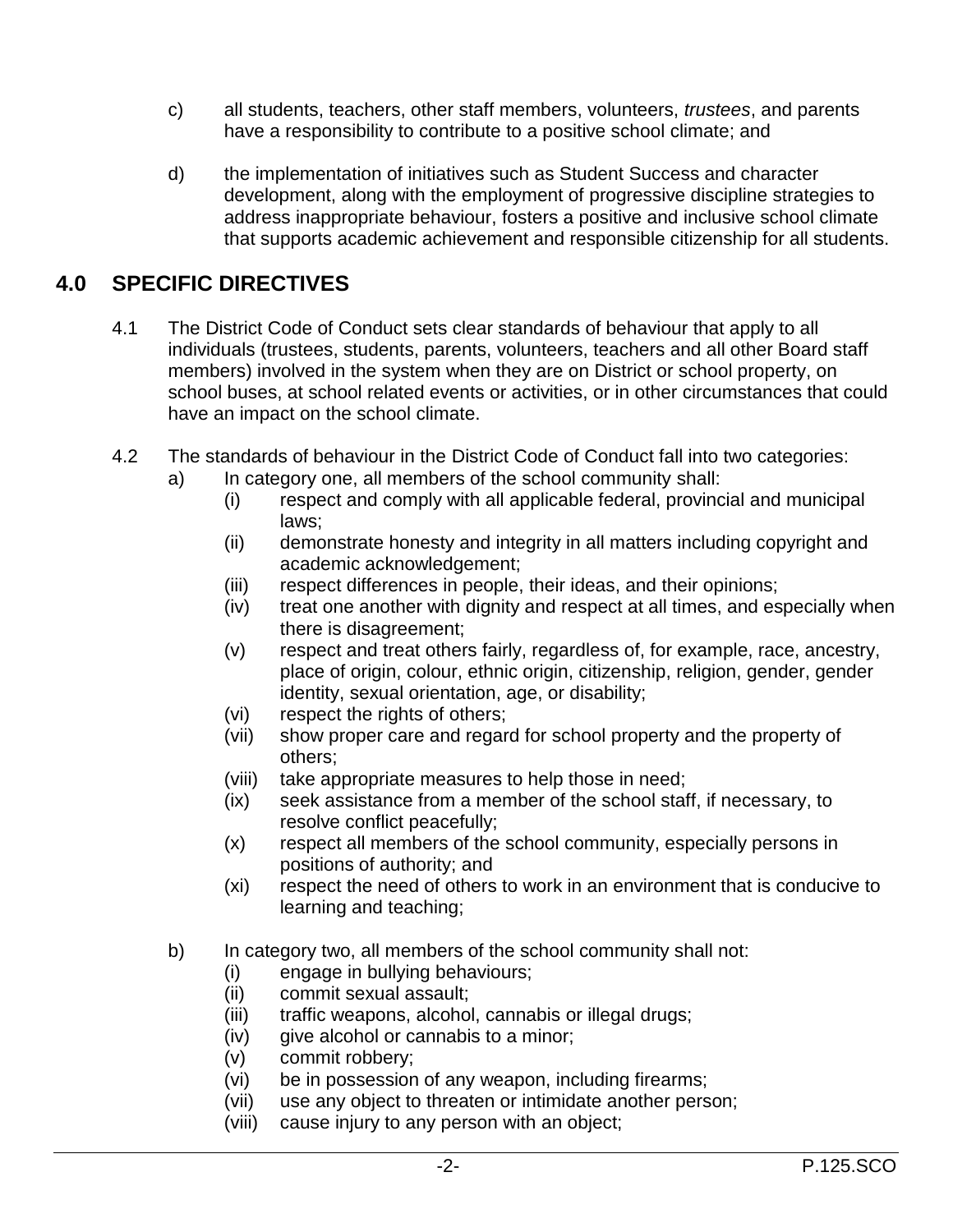c) all students, teachers, other staff members, volunteers, *trustees*, and parents have a responsibility to contribute to a positive school climate; and

d) the implementation of initiatives such as Student Success and character development, along with the employment of progressive discipline strategies to address inappropriate behaviour, fosters a positive and inclusive school climate that supports academic achievement and responsible citizenship for all students.

## 4.0 SPECIFIC DIRECTIVES

4.1 The District Code of Conduct sets clear standards of behaviour that apply to all individuals (trustees, students, parents, volunteers, teachers and all other Board staff members) involved in the system when they are on District or school property, on school buses, at school related events or activities, or in other circumstances that could have an impact on the school climate.

4.2 The standards of behaviour in the District Code of Conduct fall into two categories:

a) In category one, all members of the school community shall:

- (i) respect and comply with all applicable federal, provincial and municipal laws;
- (ii) demonstrate honesty and integrity in all matters including copyright and academic acknowledgement;
- (iii) respect differences in people, their ideas, and their opinions;
- (iv) treat one another with dignity and respect at all times, and especially when there is disagreement;
- (v) respect and treat others fairly, regardless of, for example, race, ancestry, place of origin, colour, ethnic origin, citizenship, religion, gender, gender identity, sexual orientation, age, or disability;
- (vi) respect the rights of others;
- (vii) show proper care and regard for school property and the property of others;
- (viii) take appropriate measures to help those in need;
- (ix) seek assistance from a member of the school staff, if necessary, to resolve conflict peacefully;
- (x) respect all members of the school community, especially persons in positions of authority; and
- (xi) respect the need of others to work in an environment that is conducive to learning and teaching;

b) In category two, all members of the school community shall not:

- (i) engage in bullying behaviours;
- (ii) commit sexual assault;
- (iii) traffic weapons, alcohol, cannabis or illegal drugs;
- (iv) give alcohol or cannabis to a minor;
- (v) commit robbery;
- (vi) be in possession of any weapon, including firearms;
- (vii) use any object to threaten or intimidate another person;
- (viii) cause injury to any person with an object;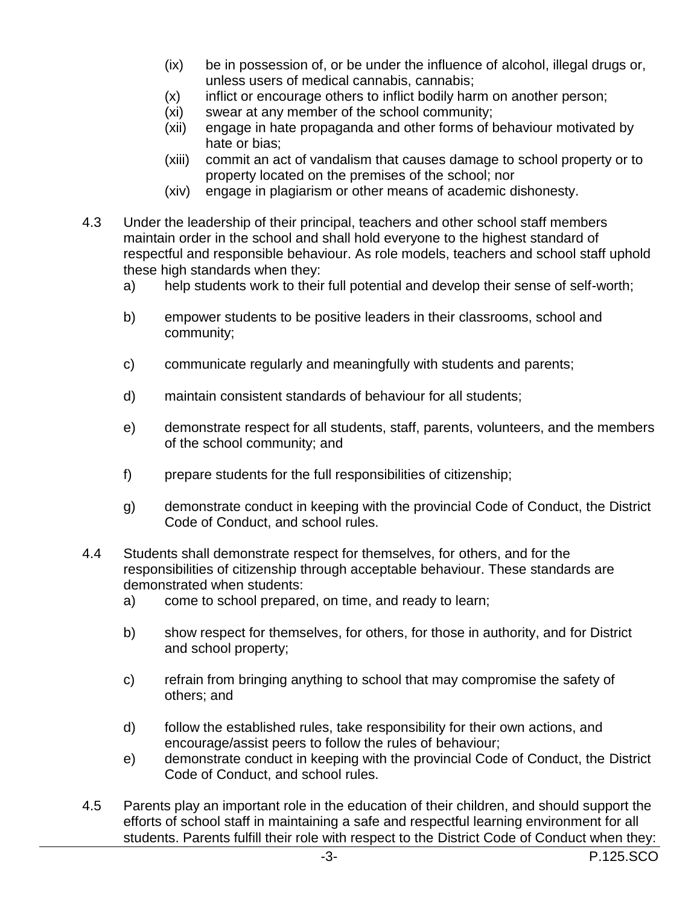- (ix) be in possession of, or be under the influence of alcohol, illegal drugs or, unless users of medical cannabis, cannabis;
- (x) inflict or encourage others to inflict bodily harm on another person;
- (xi) swear at any member of the school community;
- (xii) engage in hate propaganda and other forms of behaviour motivated by hate or bias;
- (xiii) commit an act of vandalism that causes damage to school property or to property located on the premises of the school; nor
- (xiv) engage in plagiarism or other means of academic dishonesty.

4.3 Under the leadership of their principal, teachers and other school staff members maintain order in the school and shall hold everyone to the highest standard of respectful and responsible behaviour. As role models, teachers and school staff uphold these high standards when they:

- a) help students work to their full potential and develop their sense of self-worth;
- b) empower students to be positive leaders in their classrooms, school and community;
- c) communicate regularly and meaningfully with students and parents;
- d) maintain consistent standards of behaviour for all students;
- e) demonstrate respect for all students, staff, parents, volunteers, and the members of the school community; and
- f) prepare students for the full responsibilities of citizenship;
- g) demonstrate conduct in keeping with the provincial Code of Conduct, the District Code of Conduct, and school rules.

4.4 Students shall demonstrate respect for themselves, for others, and for the responsibilities of citizenship through acceptable behaviour. These standards are demonstrated when students:

- a) come to school prepared, on time, and ready to learn;
- b) show respect for themselves, for others, for those in authority, and for District and school property;
- c) refrain from bringing anything to school that may compromise the safety of others; and
- d) follow the established rules, take responsibility for their own actions, and encourage/assist peers to follow the rules of behaviour;
- e) demonstrate conduct in keeping with the provincial Code of Conduct, the District Code of Conduct, and school rules.

4.5 Parents play an important role in the education of their children, and should support the efforts of school staff in maintaining a safe and respectful learning environment for all students. Parents fulfill their role with respect to the District Code of Conduct when they: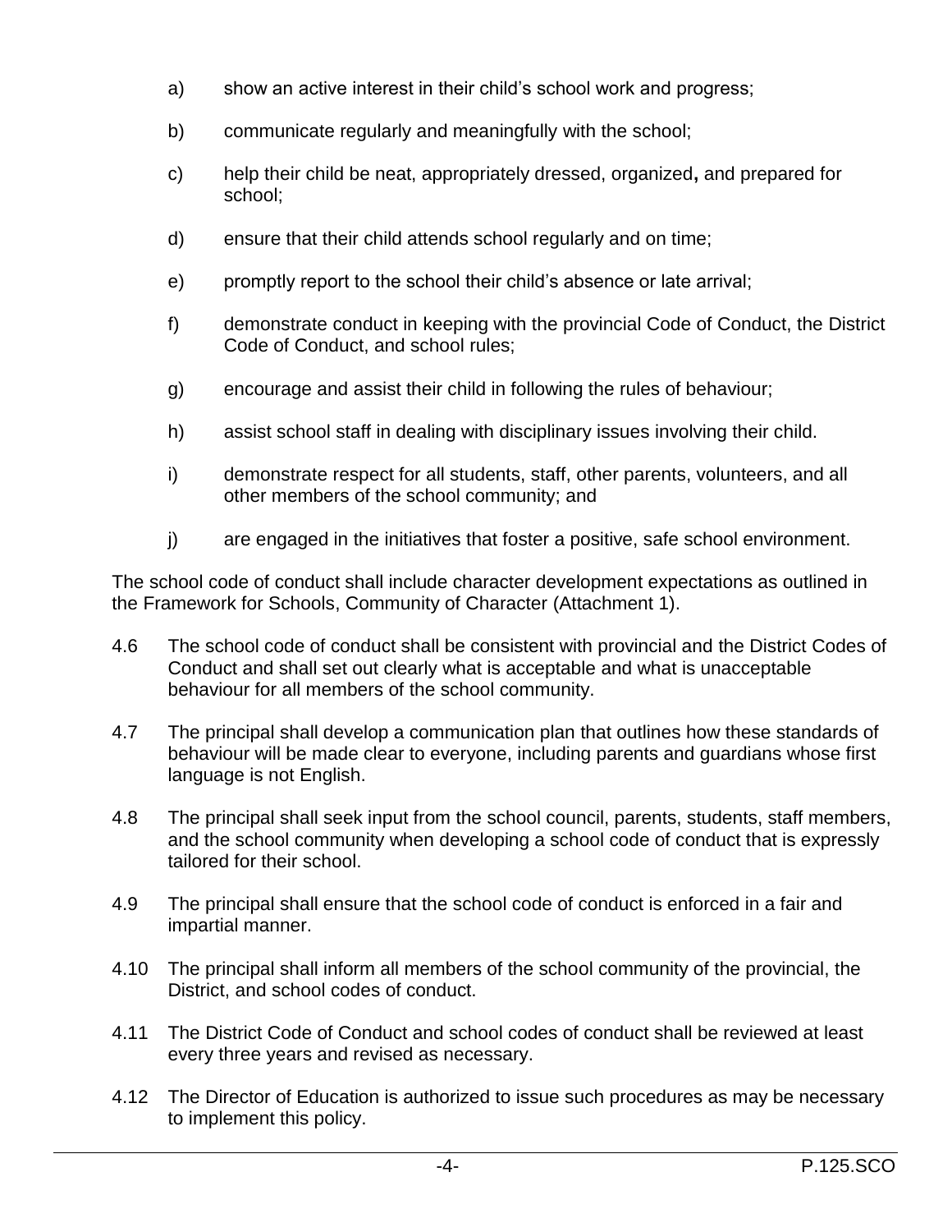a) show an active interest in their child's school work and progress;

b) communicate regularly and meaningfully with the school;

c) help their child be neat, appropriately dressed, organized**,** and prepared for school;

d) ensure that their child attends school regularly and on time;

e) promptly report to the school their child's absence or late arrival;

f) demonstrate conduct in keeping with the provincial Code of Conduct, the District Code of Conduct, and school rules;

g) encourage and assist their child in following the rules of behaviour;

h) assist school staff in dealing with disciplinary issues involving their child.

i) demonstrate respect for all students, staff, other parents, volunteers, and all other members of the school community; and

j) are engaged in the initiatives that foster a positive, safe school environment.

The school code of conduct shall include character development expectations as outlined in the Framework for Schools, Community of Character (Attachment 1).

4.6 The school code of conduct shall be consistent with provincial and the District Codes of Conduct and shall set out clearly what is acceptable and what is unacceptable behaviour for all members of the school community.

4.7 The principal shall develop a communication plan that outlines how these standards of behaviour will be made clear to everyone, including parents and guardians whose first language is not English.

4.8 The principal shall seek input from the school council, parents, students, staff members, and the school community when developing a school code of conduct that is expressly tailored for their school.

4.9 The principal shall ensure that the school code of conduct is enforced in a fair and impartial manner.

4.10 The principal shall inform all members of the school community of the provincial, the District, and school codes of conduct.

4.11 The District Code of Conduct and school codes of conduct shall be reviewed at least every three years and revised as necessary.

4.12 The Director of Education is authorized to issue such procedures as may be necessary to implement this policy.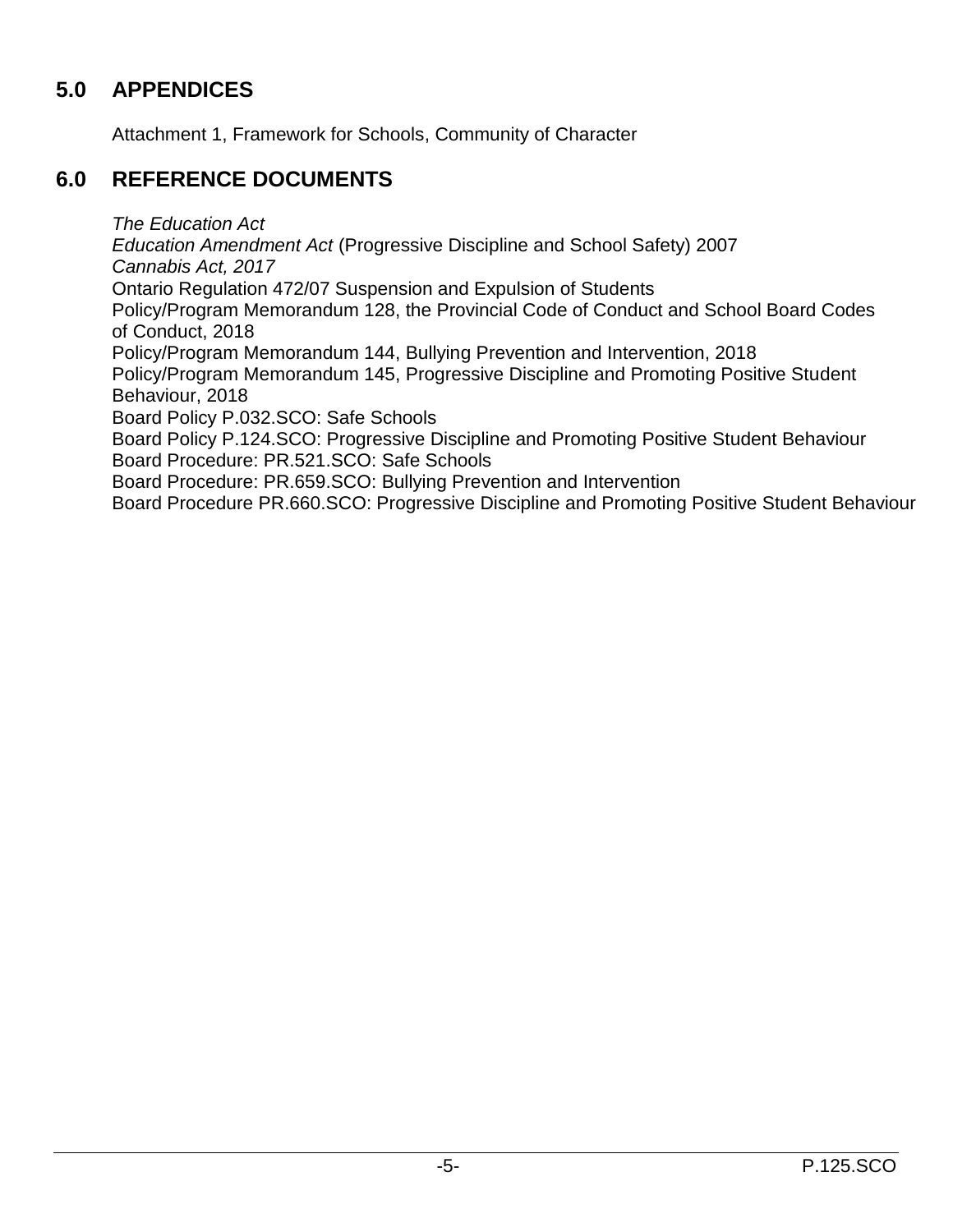## 5.0 APPENDICES

Attachment 1, Framework for Schools, Community of Character

## 6.0 REFERENCE DOCUMENTS

*The Education Act*
*Education Amendment Act* (Progressive Discipline and School Safety) 2007
*Cannabis Act, 2017*
Ontario Regulation 472/07 Suspension and Expulsion of Students
Policy/Program Memorandum 128, the Provincial Code of Conduct and School Board Codes of Conduct, 2018
Policy/Program Memorandum 144, Bullying Prevention and Intervention, 2018
Policy/Program Memorandum 145, Progressive Discipline and Promoting Positive Student Behaviour, 2018
Board Policy P.032.SCO: Safe Schools
Board Policy P.124.SCO: Progressive Discipline and Promoting Positive Student Behaviour
Board Procedure: PR.521.SCO: Safe Schools
Board Procedure: PR.659.SCO: Bullying Prevention and Intervention
Board Procedure PR.660.SCO: Progressive Discipline and Promoting Positive Student Behaviour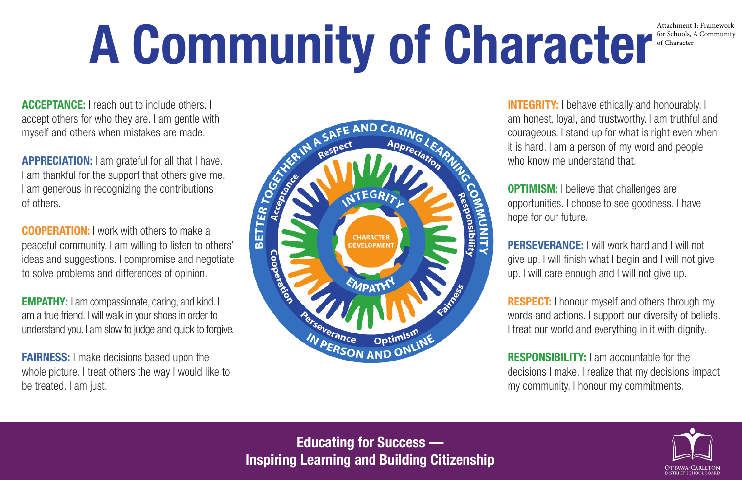# A Community of Character

Attachment 1: Framework for Schools, A Community of Character

**ACCEPTANCE:** I reach out to include others. I accept others for who they are. I am gentle with myself and others when mistakes are made.

**APPRECIATION:** I am grateful for all that I have. I am thankful for the support that others give me. I am generous in recognizing the contributions of others.

**COOPERATION:** I work with others to make a peaceful community. I am willing to listen to others' ideas and suggestions. I compromise and negotiate to solve problems and differences of opinion.

**EMPATHY:** I am compassionate, caring, and kind. I am a true friend. I will walk in your shoes in order to understand you. I am slow to judge and quick to forgive.

**FAIRNESS:** I make decisions based upon the whole picture. I treat others the way I would like to be treated. I am just.

BETTER TOGETHER IN A SAFE AND CARING LEARNING COMMUNITY

Respect
Appreciation
Acceptance
Responsibility
Cooperation
Fairness
Perseverance
Optimism

INTEGRITY

CHARACTER DEVELOPMENT

EMPATHY

IN PERSON AND ONLINE

**INTEGRITY:** I behave ethically and honourably. I am honest, loyal, and trustworthy. I am truthful and courageous. I stand up for what is right even when it is hard. I am a person of my word and people who know me understand that.

**OPTIMISM:** I believe that challenges are opportunities. I choose to see goodness. I have hope for our future.

**PERSEVERANCE:** I will work hard and I will not give up. I will finish what I begin and I will not give up. I will care enough and I will not give up.

**RESPECT:** I honour myself and others through my words and actions. I support our diversity of beliefs. I treat our world and everything in it with dignity.

**RESPONSIBILITY:** I am accountable for the decisions I make. I realize that my decisions impact my community. I honour my commitments.

**Educating for Success — Inspiring Learning and Building Citizenship**

OTTAWA-CARLETON DISTRICT SCHOOL BOARD